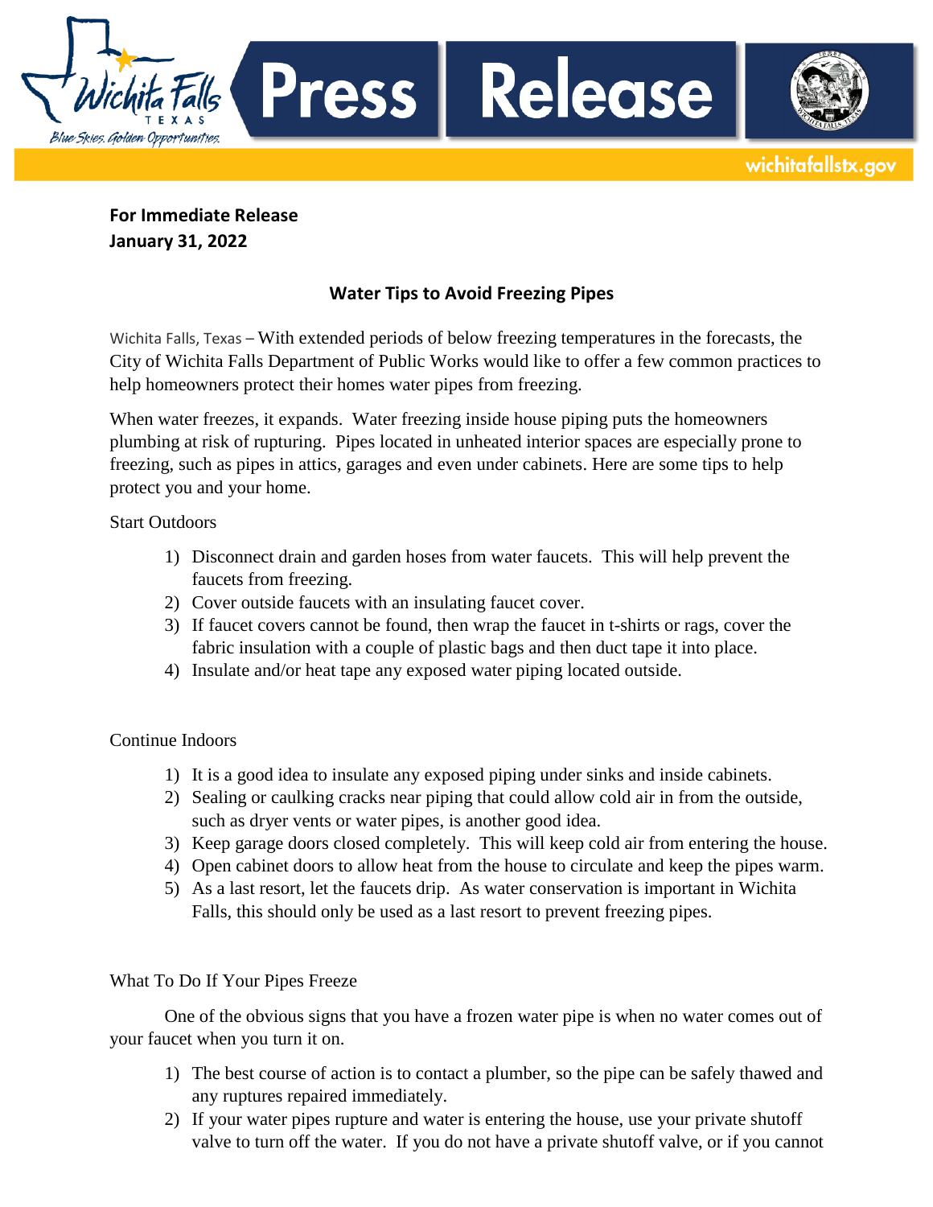**For Immediate Release**
**January 31, 2022**

## Water Tips to Avoid Freezing Pipes

Wichita Falls, Texas – With extended periods of below freezing temperatures in the forecasts, the City of Wichita Falls Department of Public Works would like to offer a few common practices to help homeowners protect their homes water pipes from freezing.

When water freezes, it expands. Water freezing inside house piping puts the homeowners plumbing at risk of rupturing. Pipes located in unheated interior spaces are especially prone to freezing, such as pipes in attics, garages and even under cabinets. Here are some tips to help protect you and your home.

Start Outdoors

1) Disconnect drain and garden hoses from water faucets. This will help prevent the faucets from freezing.
2) Cover outside faucets with an insulating faucet cover.
3) If faucet covers cannot be found, then wrap the faucet in t-shirts or rags, cover the fabric insulation with a couple of plastic bags and then duct tape it into place.
4) Insulate and/or heat tape any exposed water piping located outside.

Continue Indoors

1) It is a good idea to insulate any exposed piping under sinks and inside cabinets.
2) Sealing or caulking cracks near piping that could allow cold air in from the outside, such as dryer vents or water pipes, is another good idea.
3) Keep garage doors closed completely. This will keep cold air from entering the house.
4) Open cabinet doors to allow heat from the house to circulate and keep the pipes warm.
5) As a last resort, let the faucets drip. As water conservation is important in Wichita Falls, this should only be used as a last resort to prevent freezing pipes.

What To Do If Your Pipes Freeze

One of the obvious signs that you have a frozen water pipe is when no water comes out of your faucet when you turn it on.

1) The best course of action is to contact a plumber, so the pipe can be safely thawed and any ruptures repaired immediately.
2) If your water pipes rupture and water is entering the house, use your private shutoff valve to turn off the water. If you do not have a private shutoff valve, or if you cannot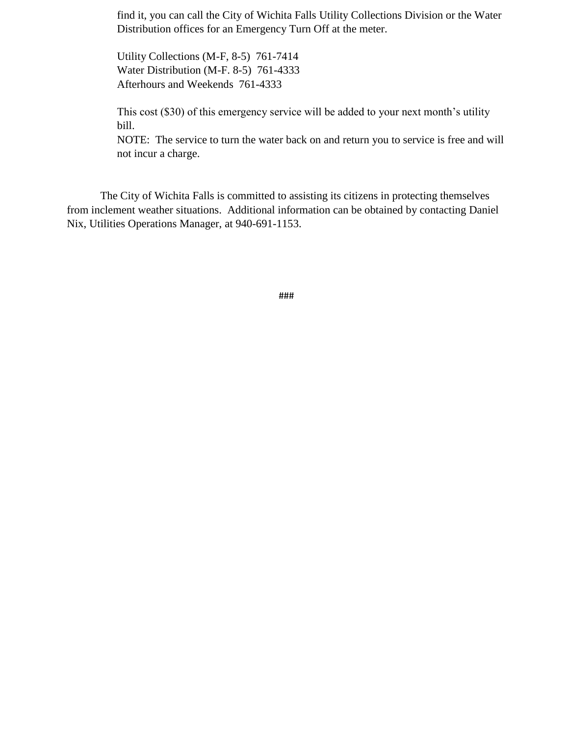find it, you can call the City of Wichita Falls Utility Collections Division or the Water Distribution offices for an Emergency Turn Off at the meter.

Utility Collections (M-F, 8-5)  761-7414
Water Distribution (M-F. 8-5)  761-4333
Afterhours and Weekends  761-4333

This cost ($30) of this emergency service will be added to your next month's utility bill.
NOTE:  The service to turn the water back on and return you to service is free and will not incur a charge.

The City of Wichita Falls is committed to assisting its citizens in protecting themselves from inclement weather situations.  Additional information can be obtained by contacting Daniel Nix, Utilities Operations Manager, at 940-691-1153.

###